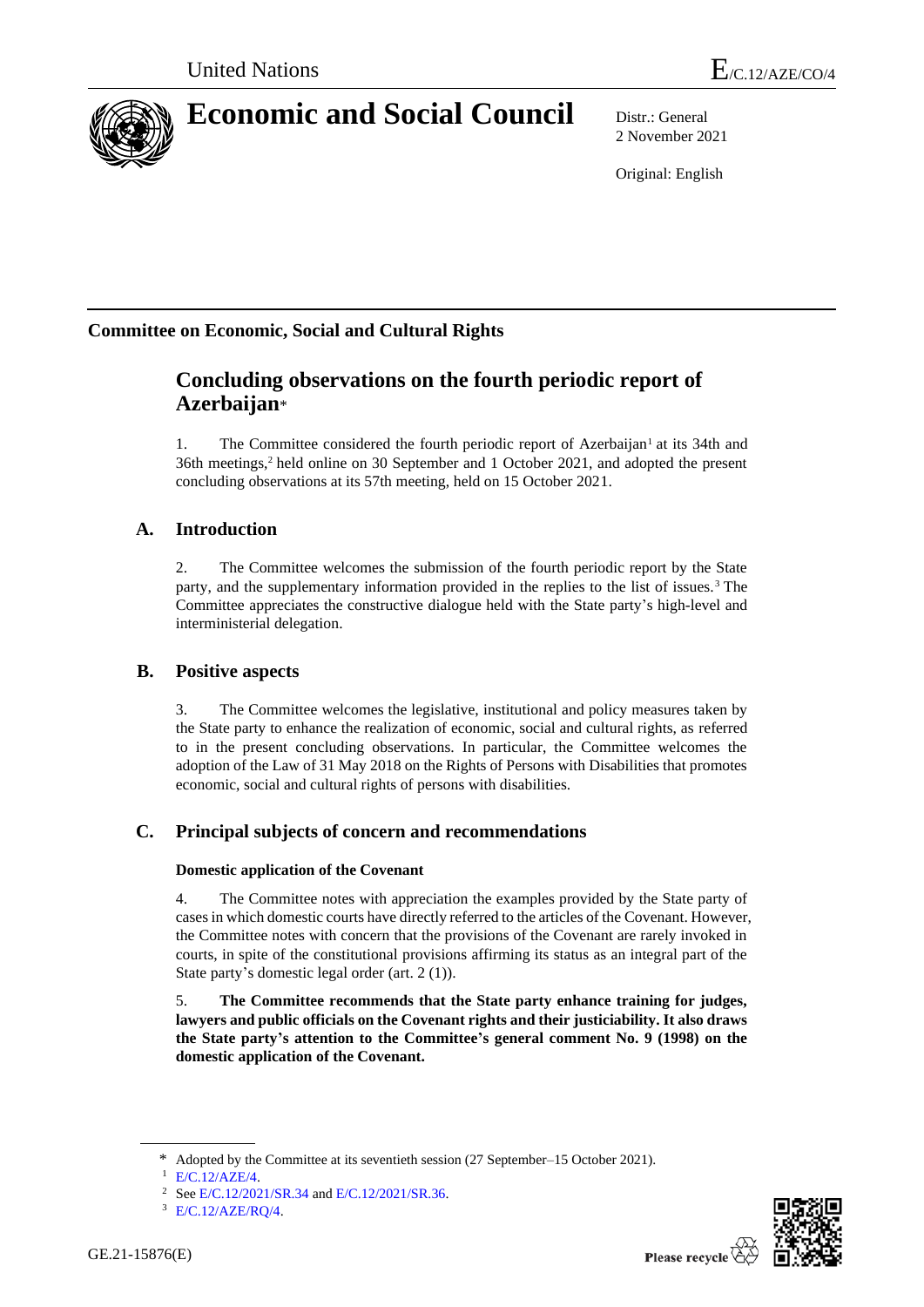United Nations

E/C.12/AZE/CO/4

# Economic and Social Council

Distr.: General
2 November 2021

Original: English

## Committee on Economic, Social and Cultural Rights

# Concluding observations on the fourth periodic report of Azerbaijan*

1. The Committee considered the fourth periodic report of Azerbaijan[1] at its 34th and 36th meetings,[2] held online on 30 September and 1 October 2021, and adopted the present concluding observations at its 57th meeting, held on 15 October 2021.

## A. Introduction

2. The Committee welcomes the submission of the fourth periodic report by the State party, and the supplementary information provided in the replies to the list of issues.[3] The Committee appreciates the constructive dialogue held with the State party's high-level and interministerial delegation.

## B. Positive aspects

3. The Committee welcomes the legislative, institutional and policy measures taken by the State party to enhance the realization of economic, social and cultural rights, as referred to in the present concluding observations. In particular, the Committee welcomes the adoption of the Law of 31 May 2018 on the Rights of Persons with Disabilities that promotes economic, social and cultural rights of persons with disabilities.

## C. Principal subjects of concern and recommendations

### Domestic application of the Covenant

4. The Committee notes with appreciation the examples provided by the State party of cases in which domestic courts have directly referred to the articles of the Covenant. However, the Committee notes with concern that the provisions of the Covenant are rarely invoked in courts, in spite of the constitutional provisions affirming its status as an integral part of the State party's domestic legal order (art. 2 (1)).

5. **The Committee recommends that the State party enhance training for judges, lawyers and public officials on the Covenant rights and their justiciability. It also draws the State party's attention to the Committee's general comment No. 9 (1998) on the domestic application of the Covenant.**

---

\* Adopted by the Committee at its seventieth session (27 September–15 October 2021).

[1] E/C.12/AZE/4.

[2] See E/C.12/2021/SR.34 and E/C.12/2021/SR.36.

[3] E/C.12/AZE/RQ/4.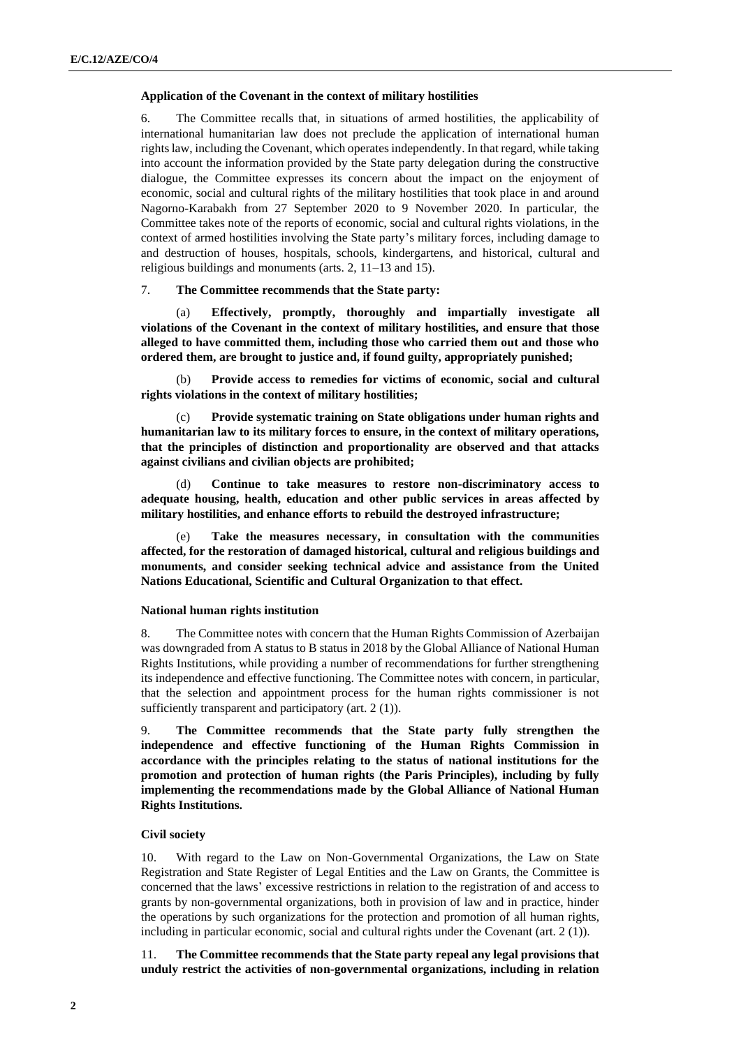### Application of the Covenant in the context of military hostilities

6. The Committee recalls that, in situations of armed hostilities, the applicability of international humanitarian law does not preclude the application of international human rights law, including the Covenant, which operates independently. In that regard, while taking into account the information provided by the State party delegation during the constructive dialogue, the Committee expresses its concern about the impact on the enjoyment of economic, social and cultural rights of the military hostilities that took place in and around Nagorno-Karabakh from 27 September 2020 to 9 November 2020. In particular, the Committee takes note of the reports of economic, social and cultural rights violations, in the context of armed hostilities involving the State party's military forces, including damage to and destruction of houses, hospitals, schools, kindergartens, and historical, cultural and religious buildings and monuments (arts. 2, 11–13 and 15).

7. **The Committee recommends that the State party:**

(a) **Effectively, promptly, thoroughly and impartially investigate all violations of the Covenant in the context of military hostilities, and ensure that those alleged to have committed them, including those who carried them out and those who ordered them, are brought to justice and, if found guilty, appropriately punished;**

(b) **Provide access to remedies for victims of economic, social and cultural rights violations in the context of military hostilities;**

(c) **Provide systematic training on State obligations under human rights and humanitarian law to its military forces to ensure, in the context of military operations, that the principles of distinction and proportionality are observed and that attacks against civilians and civilian objects are prohibited;**

(d) **Continue to take measures to restore non-discriminatory access to adequate housing, health, education and other public services in areas affected by military hostilities, and enhance efforts to rebuild the destroyed infrastructure;**

(e) **Take the measures necessary, in consultation with the communities affected, for the restoration of damaged historical, cultural and religious buildings and monuments, and consider seeking technical advice and assistance from the United Nations Educational, Scientific and Cultural Organization to that effect.**

### National human rights institution

8. The Committee notes with concern that the Human Rights Commission of Azerbaijan was downgraded from A status to B status in 2018 by the Global Alliance of National Human Rights Institutions, while providing a number of recommendations for further strengthening its independence and effective functioning. The Committee notes with concern, in particular, that the selection and appointment process for the human rights commissioner is not sufficiently transparent and participatory (art. 2 (1)).

9. **The Committee recommends that the State party fully strengthen the independence and effective functioning of the Human Rights Commission in accordance with the principles relating to the status of national institutions for the promotion and protection of human rights (the Paris Principles), including by fully implementing the recommendations made by the Global Alliance of National Human Rights Institutions.**

### Civil society

10. With regard to the Law on Non-Governmental Organizations, the Law on State Registration and State Register of Legal Entities and the Law on Grants, the Committee is concerned that the laws' excessive restrictions in relation to the registration of and access to grants by non-governmental organizations, both in provision of law and in practice, hinder the operations by such organizations for the protection and promotion of all human rights, including in particular economic, social and cultural rights under the Covenant (art. 2 (1)).

11. **The Committee recommends that the State party repeal any legal provisions that unduly restrict the activities of non-governmental organizations, including in relation**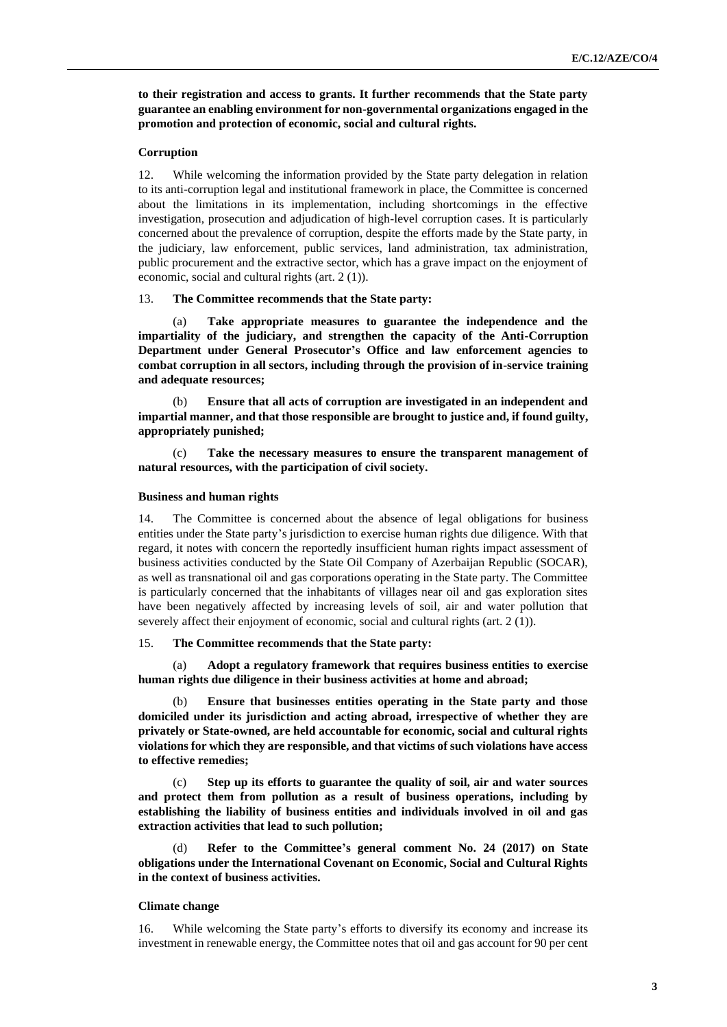**to their registration and access to grants. It further recommends that the State party guarantee an enabling environment for non-governmental organizations engaged in the promotion and protection of economic, social and cultural rights.**

#### Corruption

12. While welcoming the information provided by the State party delegation in relation to its anti-corruption legal and institutional framework in place, the Committee is concerned about the limitations in its implementation, including shortcomings in the effective investigation, prosecution and adjudication of high-level corruption cases. It is particularly concerned about the prevalence of corruption, despite the efforts made by the State party, in the judiciary, law enforcement, public services, land administration, tax administration, public procurement and the extractive sector, which has a grave impact on the enjoyment of economic, social and cultural rights (art. 2 (1)).

13. **The Committee recommends that the State party:**

(a) **Take appropriate measures to guarantee the independence and the impartiality of the judiciary, and strengthen the capacity of the Anti-Corruption Department under General Prosecutor's Office and law enforcement agencies to combat corruption in all sectors, including through the provision of in-service training and adequate resources;**

(b) **Ensure that all acts of corruption are investigated in an independent and impartial manner, and that those responsible are brought to justice and, if found guilty, appropriately punished;**

(c) **Take the necessary measures to ensure the transparent management of natural resources, with the participation of civil society.**

#### Business and human rights

14. The Committee is concerned about the absence of legal obligations for business entities under the State party's jurisdiction to exercise human rights due diligence. With that regard, it notes with concern the reportedly insufficient human rights impact assessment of business activities conducted by the State Oil Company of Azerbaijan Republic (SOCAR), as well as transnational oil and gas corporations operating in the State party. The Committee is particularly concerned that the inhabitants of villages near oil and gas exploration sites have been negatively affected by increasing levels of soil, air and water pollution that severely affect their enjoyment of economic, social and cultural rights (art. 2 (1)).

15. **The Committee recommends that the State party:**

(a) **Adopt a regulatory framework that requires business entities to exercise human rights due diligence in their business activities at home and abroad;**

(b) **Ensure that businesses entities operating in the State party and those domiciled under its jurisdiction and acting abroad, irrespective of whether they are privately or State-owned, are held accountable for economic, social and cultural rights violations for which they are responsible, and that victims of such violations have access to effective remedies;**

(c) **Step up its efforts to guarantee the quality of soil, air and water sources and protect them from pollution as a result of business operations, including by establishing the liability of business entities and individuals involved in oil and gas extraction activities that lead to such pollution;**

(d) **Refer to the Committee's general comment No. 24 (2017) on State obligations under the International Covenant on Economic, Social and Cultural Rights in the context of business activities.**

#### Climate change

16. While welcoming the State party's efforts to diversify its economy and increase its investment in renewable energy, the Committee notes that oil and gas account for 90 per cent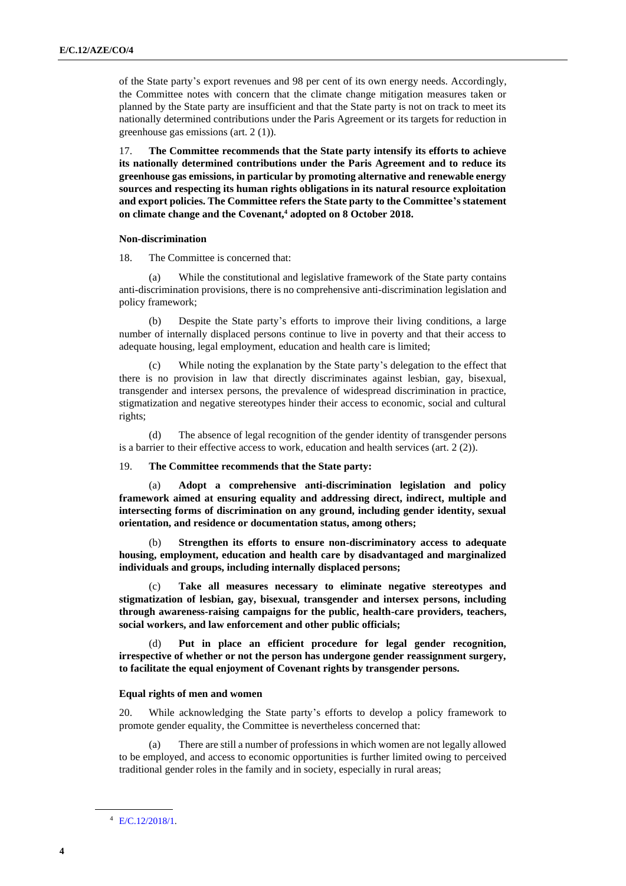of the State party's export revenues and 98 per cent of its own energy needs. Accordingly, the Committee notes with concern that the climate change mitigation measures taken or planned by the State party are insufficient and that the State party is not on track to meet its nationally determined contributions under the Paris Agreement or its targets for reduction in greenhouse gas emissions (art. 2 (1)).

17. **The Committee recommends that the State party intensify its efforts to achieve its nationally determined contributions under the Paris Agreement and to reduce its greenhouse gas emissions, in particular by promoting alternative and renewable energy sources and respecting its human rights obligations in its natural resource exploitation and export policies. The Committee refers the State party to the Committee's statement on climate change and the Covenant,[4] adopted on 8 October 2018.**

#### Non-discrimination

18. The Committee is concerned that:

(a) While the constitutional and legislative framework of the State party contains anti-discrimination provisions, there is no comprehensive anti-discrimination legislation and policy framework;

(b) Despite the State party's efforts to improve their living conditions, a large number of internally displaced persons continue to live in poverty and that their access to adequate housing, legal employment, education and health care is limited;

(c) While noting the explanation by the State party's delegation to the effect that there is no provision in law that directly discriminates against lesbian, gay, bisexual, transgender and intersex persons, the prevalence of widespread discrimination in practice, stigmatization and negative stereotypes hinder their access to economic, social and cultural rights;

(d) The absence of legal recognition of the gender identity of transgender persons is a barrier to their effective access to work, education and health services (art. 2 (2)).

19. **The Committee recommends that the State party:**

(a) **Adopt a comprehensive anti-discrimination legislation and policy framework aimed at ensuring equality and addressing direct, indirect, multiple and intersecting forms of discrimination on any ground, including gender identity, sexual orientation, and residence or documentation status, among others;**

(b) **Strengthen its efforts to ensure non-discriminatory access to adequate housing, employment, education and health care by disadvantaged and marginalized individuals and groups, including internally displaced persons;**

(c) **Take all measures necessary to eliminate negative stereotypes and stigmatization of lesbian, gay, bisexual, transgender and intersex persons, including through awareness-raising campaigns for the public, health-care providers, teachers, social workers, and law enforcement and other public officials;**

(d) **Put in place an efficient procedure for legal gender recognition, irrespective of whether or not the person has undergone gender reassignment surgery, to facilitate the equal enjoyment of Covenant rights by transgender persons.**

#### Equal rights of men and women

20. While acknowledging the State party's efforts to develop a policy framework to promote gender equality, the Committee is nevertheless concerned that:

(a) There are still a number of professions in which women are not legally allowed to be employed, and access to economic opportunities is further limited owing to perceived traditional gender roles in the family and in society, especially in rural areas;

[4] E/C.12/2018/1.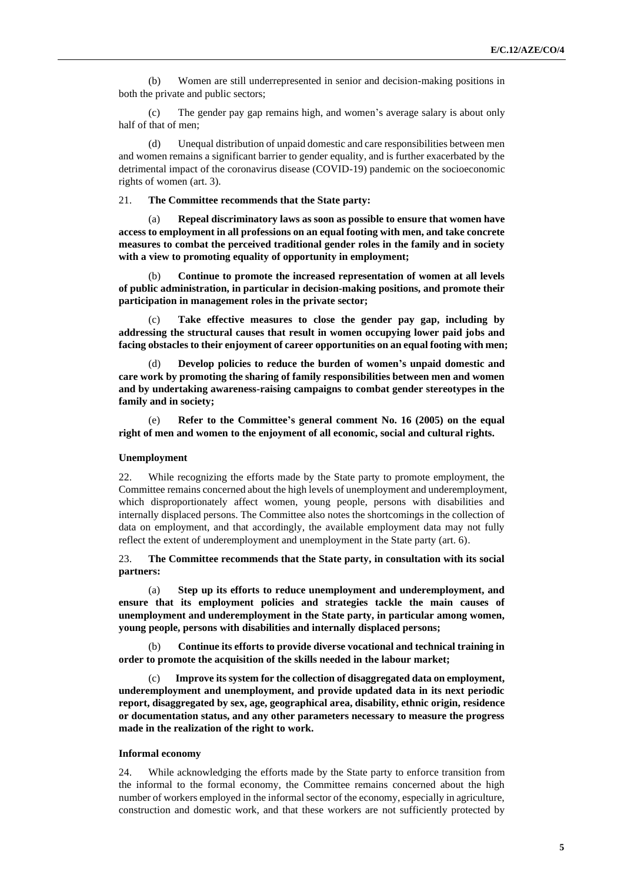(b) Women are still underrepresented in senior and decision-making positions in both the private and public sectors;

(c) The gender pay gap remains high, and women's average salary is about only half of that of men;

(d) Unequal distribution of unpaid domestic and care responsibilities between men and women remains a significant barrier to gender equality, and is further exacerbated by the detrimental impact of the coronavirus disease (COVID-19) pandemic on the socioeconomic rights of women (art. 3).

21. **The Committee recommends that the State party:**

(a) **Repeal discriminatory laws as soon as possible to ensure that women have access to employment in all professions on an equal footing with men, and take concrete measures to combat the perceived traditional gender roles in the family and in society with a view to promoting equality of opportunity in employment;**

(b) **Continue to promote the increased representation of women at all levels of public administration, in particular in decision-making positions, and promote their participation in management roles in the private sector;**

(c) **Take effective measures to close the gender pay gap, including by addressing the structural causes that result in women occupying lower paid jobs and facing obstacles to their enjoyment of career opportunities on an equal footing with men;**

(d) **Develop policies to reduce the burden of women's unpaid domestic and care work by promoting the sharing of family responsibilities between men and women and by undertaking awareness-raising campaigns to combat gender stereotypes in the family and in society;**

(e) **Refer to the Committee's general comment No. 16 (2005) on the equal right of men and women to the enjoyment of all economic, social and cultural rights.**

### Unemployment

22. While recognizing the efforts made by the State party to promote employment, the Committee remains concerned about the high levels of unemployment and underemployment, which disproportionately affect women, young people, persons with disabilities and internally displaced persons. The Committee also notes the shortcomings in the collection of data on employment, and that accordingly, the available employment data may not fully reflect the extent of underemployment and unemployment in the State party (art. 6).

23. **The Committee recommends that the State party, in consultation with its social partners:**

(a) **Step up its efforts to reduce unemployment and underemployment, and ensure that its employment policies and strategies tackle the main causes of unemployment and underemployment in the State party, in particular among women, young people, persons with disabilities and internally displaced persons;**

(b) **Continue its efforts to provide diverse vocational and technical training in order to promote the acquisition of the skills needed in the labour market;**

(c) **Improve its system for the collection of disaggregated data on employment, underemployment and unemployment, and provide updated data in its next periodic report, disaggregated by sex, age, geographical area, disability, ethnic origin, residence or documentation status, and any other parameters necessary to measure the progress made in the realization of the right to work.**

### Informal economy

24. While acknowledging the efforts made by the State party to enforce transition from the informal to the formal economy, the Committee remains concerned about the high number of workers employed in the informal sector of the economy, especially in agriculture, construction and domestic work, and that these workers are not sufficiently protected by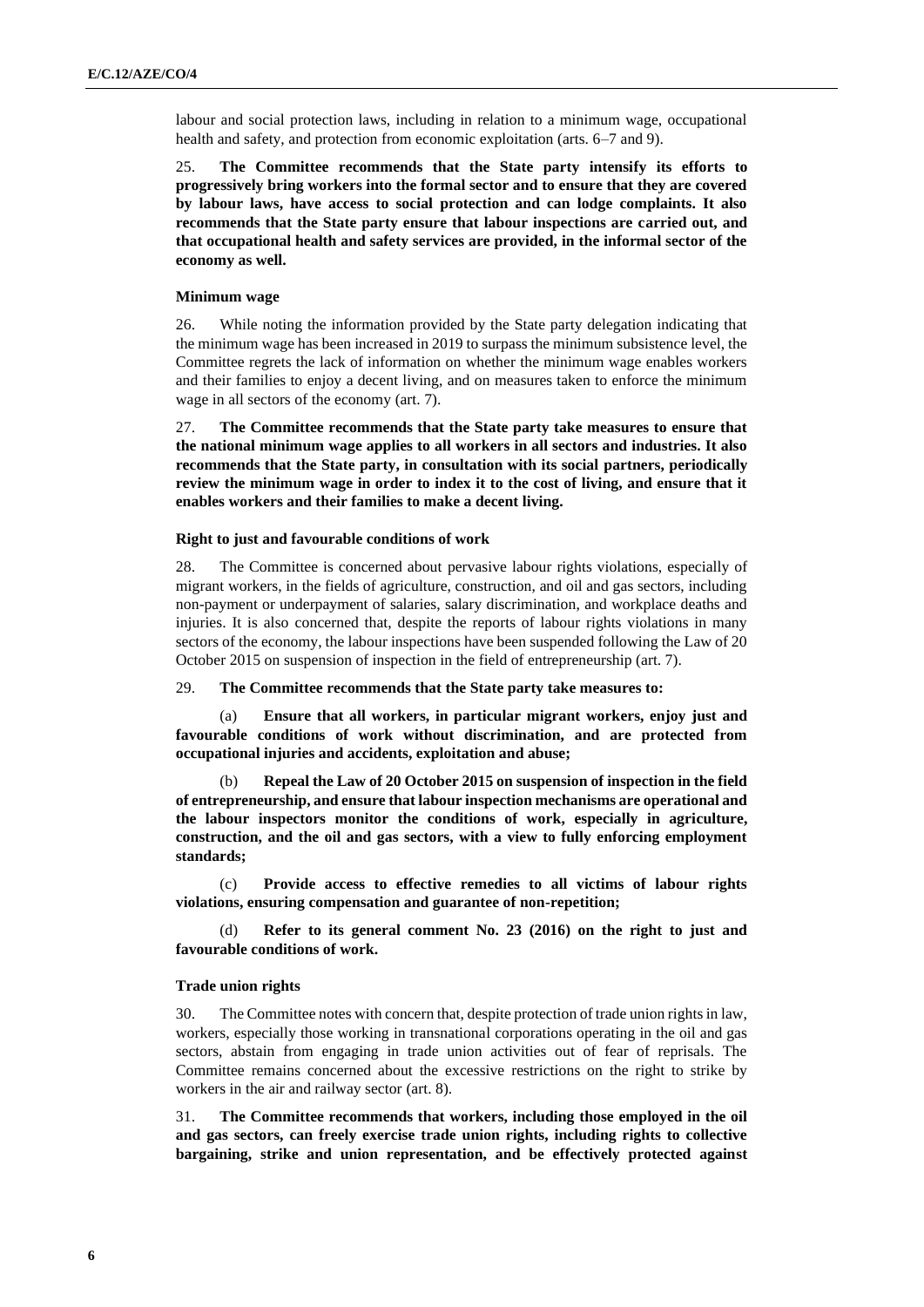labour and social protection laws, including in relation to a minimum wage, occupational health and safety, and protection from economic exploitation (arts. 6–7 and 9).

25. **The Committee recommends that the State party intensify its efforts to progressively bring workers into the formal sector and to ensure that they are covered by labour laws, have access to social protection and can lodge complaints. It also recommends that the State party ensure that labour inspections are carried out, and that occupational health and safety services are provided, in the informal sector of the economy as well.**

#### Minimum wage

26. While noting the information provided by the State party delegation indicating that the minimum wage has been increased in 2019 to surpass the minimum subsistence level, the Committee regrets the lack of information on whether the minimum wage enables workers and their families to enjoy a decent living, and on measures taken to enforce the minimum wage in all sectors of the economy (art. 7).

27. **The Committee recommends that the State party take measures to ensure that the national minimum wage applies to all workers in all sectors and industries. It also recommends that the State party, in consultation with its social partners, periodically review the minimum wage in order to index it to the cost of living, and ensure that it enables workers and their families to make a decent living.**

#### Right to just and favourable conditions of work

28. The Committee is concerned about pervasive labour rights violations, especially of migrant workers, in the fields of agriculture, construction, and oil and gas sectors, including non-payment or underpayment of salaries, salary discrimination, and workplace deaths and injuries. It is also concerned that, despite the reports of labour rights violations in many sectors of the economy, the labour inspections have been suspended following the Law of 20 October 2015 on suspension of inspection in the field of entrepreneurship (art. 7).

29. **The Committee recommends that the State party take measures to:**

(a) **Ensure that all workers, in particular migrant workers, enjoy just and favourable conditions of work without discrimination, and are protected from occupational injuries and accidents, exploitation and abuse;**

(b) **Repeal the Law of 20 October 2015 on suspension of inspection in the field of entrepreneurship, and ensure that labour inspection mechanisms are operational and the labour inspectors monitor the conditions of work, especially in agriculture, construction, and the oil and gas sectors, with a view to fully enforcing employment standards;**

(c) **Provide access to effective remedies to all victims of labour rights violations, ensuring compensation and guarantee of non-repetition;**

(d) **Refer to its general comment No. 23 (2016) on the right to just and favourable conditions of work.**

#### Trade union rights

30. The Committee notes with concern that, despite protection of trade union rights in law, workers, especially those working in transnational corporations operating in the oil and gas sectors, abstain from engaging in trade union activities out of fear of reprisals. The Committee remains concerned about the excessive restrictions on the right to strike by workers in the air and railway sector (art. 8).

31. **The Committee recommends that workers, including those employed in the oil and gas sectors, can freely exercise trade union rights, including rights to collective bargaining, strike and union representation, and be effectively protected against**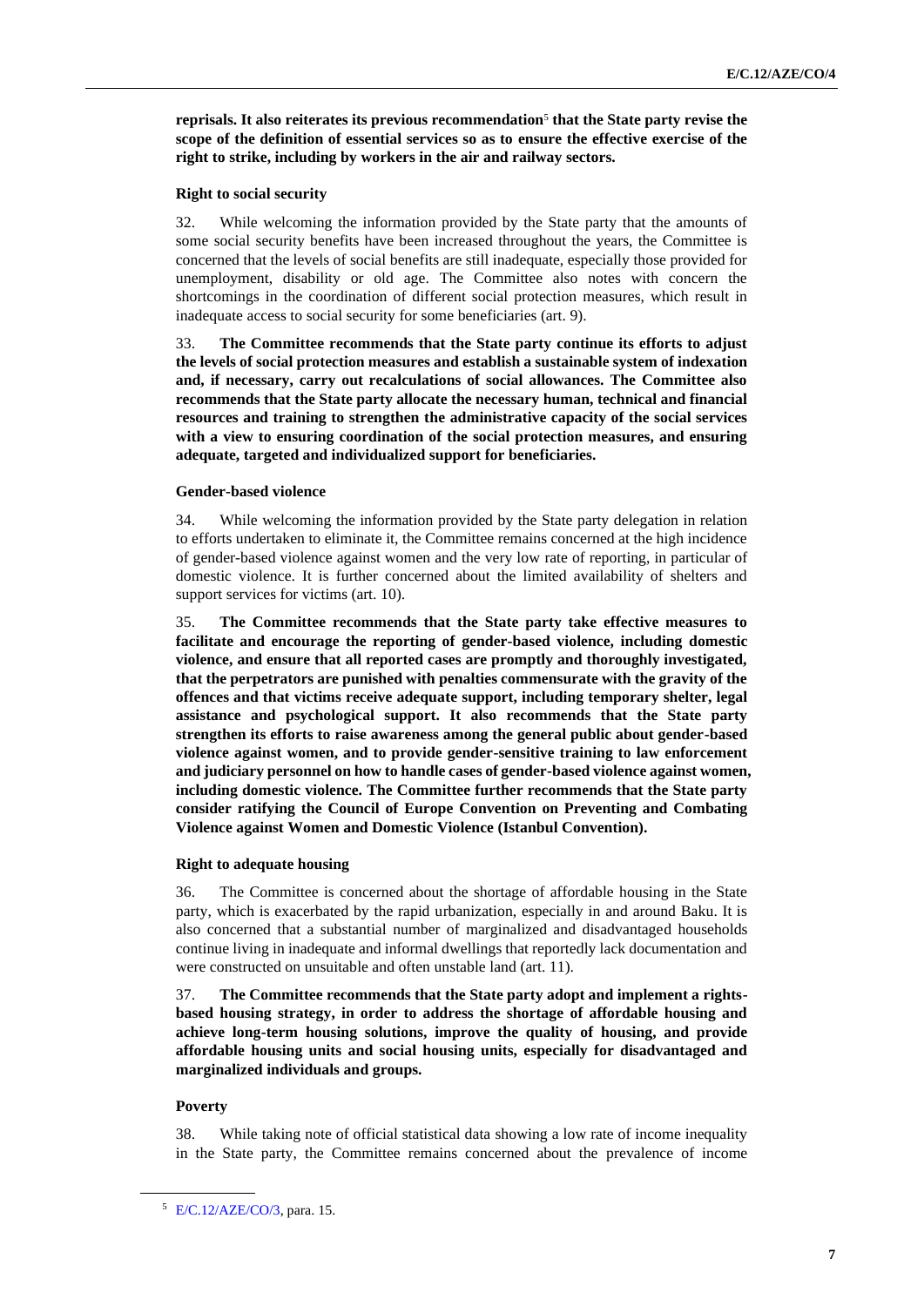**reprisals. It also reiterates its previous recommendation**[5] **that the State party revise the scope of the definition of essential services so as to ensure the effective exercise of the right to strike, including by workers in the air and railway sectors.**

### Right to social security

32. While welcoming the information provided by the State party that the amounts of some social security benefits have been increased throughout the years, the Committee is concerned that the levels of social benefits are still inadequate, especially those provided for unemployment, disability or old age. The Committee also notes with concern the shortcomings in the coordination of different social protection measures, which result in inadequate access to social security for some beneficiaries (art. 9).

33. **The Committee recommends that the State party continue its efforts to adjust the levels of social protection measures and establish a sustainable system of indexation and, if necessary, carry out recalculations of social allowances. The Committee also recommends that the State party allocate the necessary human, technical and financial resources and training to strengthen the administrative capacity of the social services with a view to ensuring coordination of the social protection measures, and ensuring adequate, targeted and individualized support for beneficiaries.**

### Gender-based violence

34. While welcoming the information provided by the State party delegation in relation to efforts undertaken to eliminate it, the Committee remains concerned at the high incidence of gender-based violence against women and the very low rate of reporting, in particular of domestic violence. It is further concerned about the limited availability of shelters and support services for victims (art. 10).

35. **The Committee recommends that the State party take effective measures to facilitate and encourage the reporting of gender-based violence, including domestic violence, and ensure that all reported cases are promptly and thoroughly investigated, that the perpetrators are punished with penalties commensurate with the gravity of the offences and that victims receive adequate support, including temporary shelter, legal assistance and psychological support. It also recommends that the State party strengthen its efforts to raise awareness among the general public about gender-based violence against women, and to provide gender-sensitive training to law enforcement and judiciary personnel on how to handle cases of gender-based violence against women, including domestic violence. The Committee further recommends that the State party consider ratifying the Council of Europe Convention on Preventing and Combating Violence against Women and Domestic Violence (Istanbul Convention).**

### Right to adequate housing

36. The Committee is concerned about the shortage of affordable housing in the State party, which is exacerbated by the rapid urbanization, especially in and around Baku. It is also concerned that a substantial number of marginalized and disadvantaged households continue living in inadequate and informal dwellings that reportedly lack documentation and were constructed on unsuitable and often unstable land (art. 11).

37. **The Committee recommends that the State party adopt and implement a rights-based housing strategy, in order to address the shortage of affordable housing and achieve long-term housing solutions, improve the quality of housing, and provide affordable housing units and social housing units, especially for disadvantaged and marginalized individuals and groups.**

### Poverty

38. While taking note of official statistical data showing a low rate of income inequality in the State party, the Committee remains concerned about the prevalence of income

---

[5] E/C.12/AZE/CO/3, para. 15.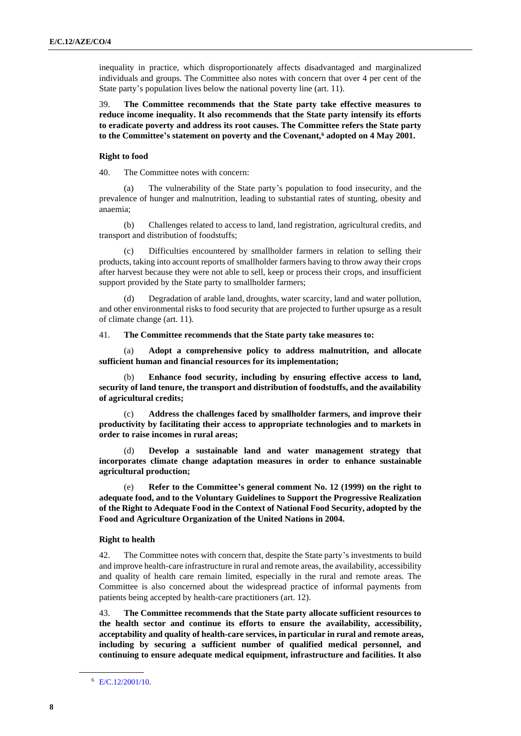inequality in practice, which disproportionately affects disadvantaged and marginalized individuals and groups. The Committee also notes with concern that over 4 per cent of the State party's population lives below the national poverty line (art. 11).

39. **The Committee recommends that the State party take effective measures to reduce income inequality. It also recommends that the State party intensify its efforts to eradicate poverty and address its root causes. The Committee refers the State party to the Committee's statement on poverty and the Covenant,[6] adopted on 4 May 2001.**

### Right to food

40. The Committee notes with concern:

(a) The vulnerability of the State party's population to food insecurity, and the prevalence of hunger and malnutrition, leading to substantial rates of stunting, obesity and anaemia;

(b) Challenges related to access to land, land registration, agricultural credits, and transport and distribution of foodstuffs;

(c) Difficulties encountered by smallholder farmers in relation to selling their products, taking into account reports of smallholder farmers having to throw away their crops after harvest because they were not able to sell, keep or process their crops, and insufficient support provided by the State party to smallholder farmers;

(d) Degradation of arable land, droughts, water scarcity, land and water pollution, and other environmental risks to food security that are projected to further upsurge as a result of climate change (art. 11).

41. **The Committee recommends that the State party take measures to:**

(a) **Adopt a comprehensive policy to address malnutrition, and allocate sufficient human and financial resources for its implementation;**

(b) **Enhance food security, including by ensuring effective access to land, security of land tenure, the transport and distribution of foodstuffs, and the availability of agricultural credits;**

(c) **Address the challenges faced by smallholder farmers, and improve their productivity by facilitating their access to appropriate technologies and to markets in order to raise incomes in rural areas;**

(d) **Develop a sustainable land and water management strategy that incorporates climate change adaptation measures in order to enhance sustainable agricultural production;**

(e) **Refer to the Committee's general comment No. 12 (1999) on the right to adequate food, and to the Voluntary Guidelines to Support the Progressive Realization of the Right to Adequate Food in the Context of National Food Security, adopted by the Food and Agriculture Organization of the United Nations in 2004.**

### Right to health

42. The Committee notes with concern that, despite the State party's investments to build and improve health-care infrastructure in rural and remote areas, the availability, accessibility and quality of health care remain limited, especially in the rural and remote areas. The Committee is also concerned about the widespread practice of informal payments from patients being accepted by health-care practitioners (art. 12).

43. **The Committee recommends that the State party allocate sufficient resources to the health sector and continue its efforts to ensure the availability, accessibility, acceptability and quality of health-care services, in particular in rural and remote areas, including by securing a sufficient number of qualified medical personnel, and continuing to ensure adequate medical equipment, infrastructure and facilities. It also**

---

[6] E/C.12/2001/10.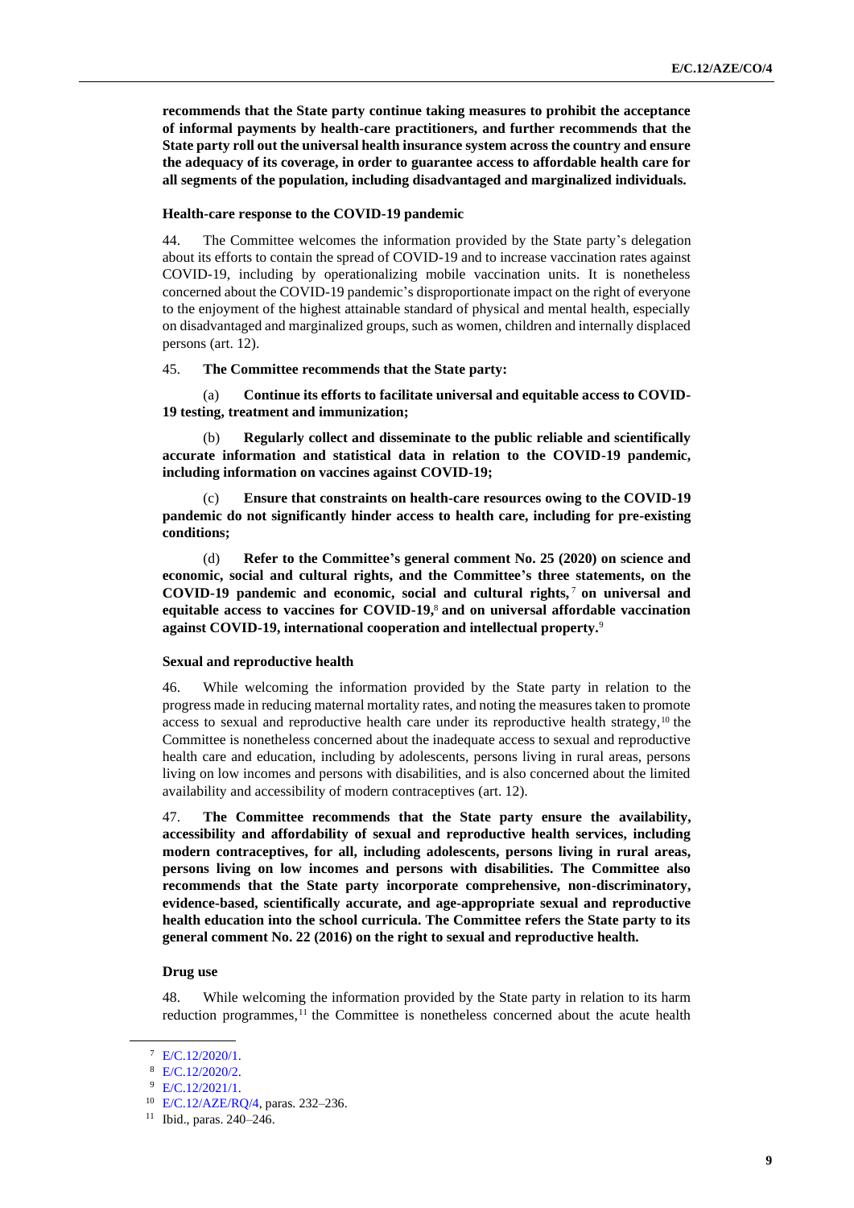**recommends that the State party continue taking measures to prohibit the acceptance of informal payments by health-care practitioners, and further recommends that the State party roll out the universal health insurance system across the country and ensure the adequacy of its coverage, in order to guarantee access to affordable health care for all segments of the population, including disadvantaged and marginalized individuals.**

### Health-care response to the COVID-19 pandemic

44. The Committee welcomes the information provided by the State party's delegation about its efforts to contain the spread of COVID-19 and to increase vaccination rates against COVID-19, including by operationalizing mobile vaccination units. It is nonetheless concerned about the COVID-19 pandemic's disproportionate impact on the right of everyone to the enjoyment of the highest attainable standard of physical and mental health, especially on disadvantaged and marginalized groups, such as women, children and internally displaced persons (art. 12).

45. **The Committee recommends that the State party:**

(a) **Continue its efforts to facilitate universal and equitable access to COVID-19 testing, treatment and immunization;**

(b) **Regularly collect and disseminate to the public reliable and scientifically accurate information and statistical data in relation to the COVID-19 pandemic, including information on vaccines against COVID-19;**

(c) **Ensure that constraints on health-care resources owing to the COVID-19 pandemic do not significantly hinder access to health care, including for pre-existing conditions;**

(d) **Refer to the Committee's general comment No. 25 (2020) on science and economic, social and cultural rights, and the Committee's three statements, on the COVID-19 pandemic and economic, social and cultural rights,**[7] **on universal and equitable access to vaccines for COVID-19,**[8] **and on universal affordable vaccination against COVID-19, international cooperation and intellectual property.**[9]

### Sexual and reproductive health

46. While welcoming the information provided by the State party in relation to the progress made in reducing maternal mortality rates, and noting the measures taken to promote access to sexual and reproductive health care under its reproductive health strategy,[10] the Committee is nonetheless concerned about the inadequate access to sexual and reproductive health care and education, including by adolescents, persons living in rural areas, persons living on low incomes and persons with disabilities, and is also concerned about the limited availability and accessibility of modern contraceptives (art. 12).

47. **The Committee recommends that the State party ensure the availability, accessibility and affordability of sexual and reproductive health services, including modern contraceptives, for all, including adolescents, persons living in rural areas, persons living on low incomes and persons with disabilities. The Committee also recommends that the State party incorporate comprehensive, non-discriminatory, evidence-based, scientifically accurate, and age-appropriate sexual and reproductive health education into the school curricula. The Committee refers the State party to its general comment No. 22 (2016) on the right to sexual and reproductive health.**

### Drug use

48. While welcoming the information provided by the State party in relation to its harm reduction programmes,[11] the Committee is nonetheless concerned about the acute health

---

[7] E/C.12/2020/1.

[8] E/C.12/2020/2.

[9] E/C.12/2021/1.

[10] E/C.12/AZE/RQ/4, paras. 232–236.

[11] Ibid., paras. 240–246.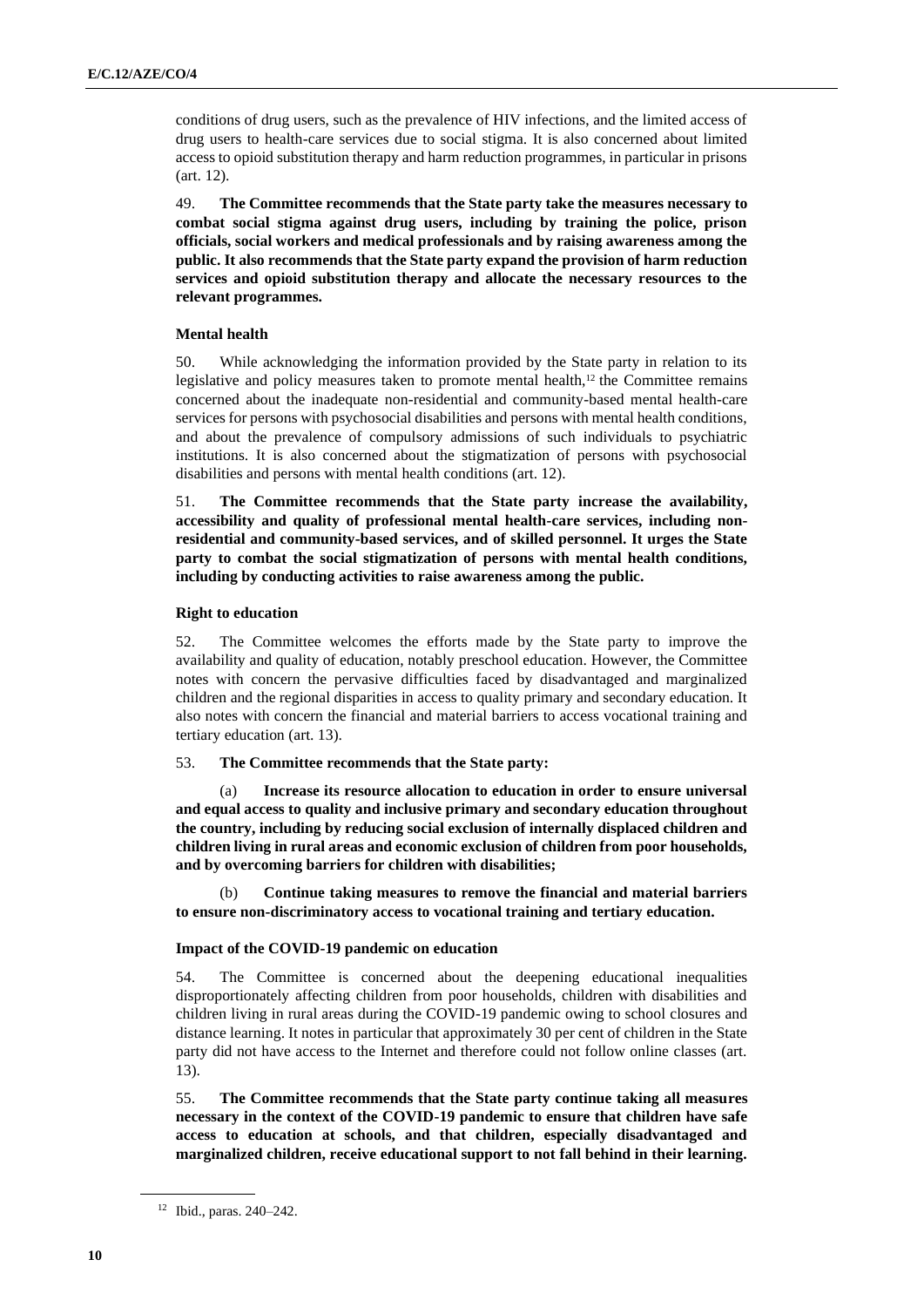conditions of drug users, such as the prevalence of HIV infections, and the limited access of drug users to health-care services due to social stigma. It is also concerned about limited access to opioid substitution therapy and harm reduction programmes, in particular in prisons (art. 12).

49. **The Committee recommends that the State party take the measures necessary to combat social stigma against drug users, including by training the police, prison officials, social workers and medical professionals and by raising awareness among the public. It also recommends that the State party expand the provision of harm reduction services and opioid substitution therapy and allocate the necessary resources to the relevant programmes.**

### Mental health

50. While acknowledging the information provided by the State party in relation to its legislative and policy measures taken to promote mental health,[12] the Committee remains concerned about the inadequate non-residential and community-based mental health-care services for persons with psychosocial disabilities and persons with mental health conditions, and about the prevalence of compulsory admissions of such individuals to psychiatric institutions. It is also concerned about the stigmatization of persons with psychosocial disabilities and persons with mental health conditions (art. 12).

51. **The Committee recommends that the State party increase the availability, accessibility and quality of professional mental health-care services, including non-residential and community-based services, and of skilled personnel. It urges the State party to combat the social stigmatization of persons with mental health conditions, including by conducting activities to raise awareness among the public.**

### Right to education

52. The Committee welcomes the efforts made by the State party to improve the availability and quality of education, notably preschool education. However, the Committee notes with concern the pervasive difficulties faced by disadvantaged and marginalized children and the regional disparities in access to quality primary and secondary education. It also notes with concern the financial and material barriers to access vocational training and tertiary education (art. 13).

53. **The Committee recommends that the State party:**

(a) **Increase its resource allocation to education in order to ensure universal and equal access to quality and inclusive primary and secondary education throughout the country, including by reducing social exclusion of internally displaced children and children living in rural areas and economic exclusion of children from poor households, and by overcoming barriers for children with disabilities;**

(b) **Continue taking measures to remove the financial and material barriers to ensure non-discriminatory access to vocational training and tertiary education.**

### Impact of the COVID-19 pandemic on education

54. The Committee is concerned about the deepening educational inequalities disproportionately affecting children from poor households, children with disabilities and children living in rural areas during the COVID-19 pandemic owing to school closures and distance learning. It notes in particular that approximately 30 per cent of children in the State party did not have access to the Internet and therefore could not follow online classes (art. 13).

55. **The Committee recommends that the State party continue taking all measures necessary in the context of the COVID-19 pandemic to ensure that children have safe access to education at schools, and that children, especially disadvantaged and marginalized children, receive educational support to not fall behind in their learning.**

[12] Ibid., paras. 240–242.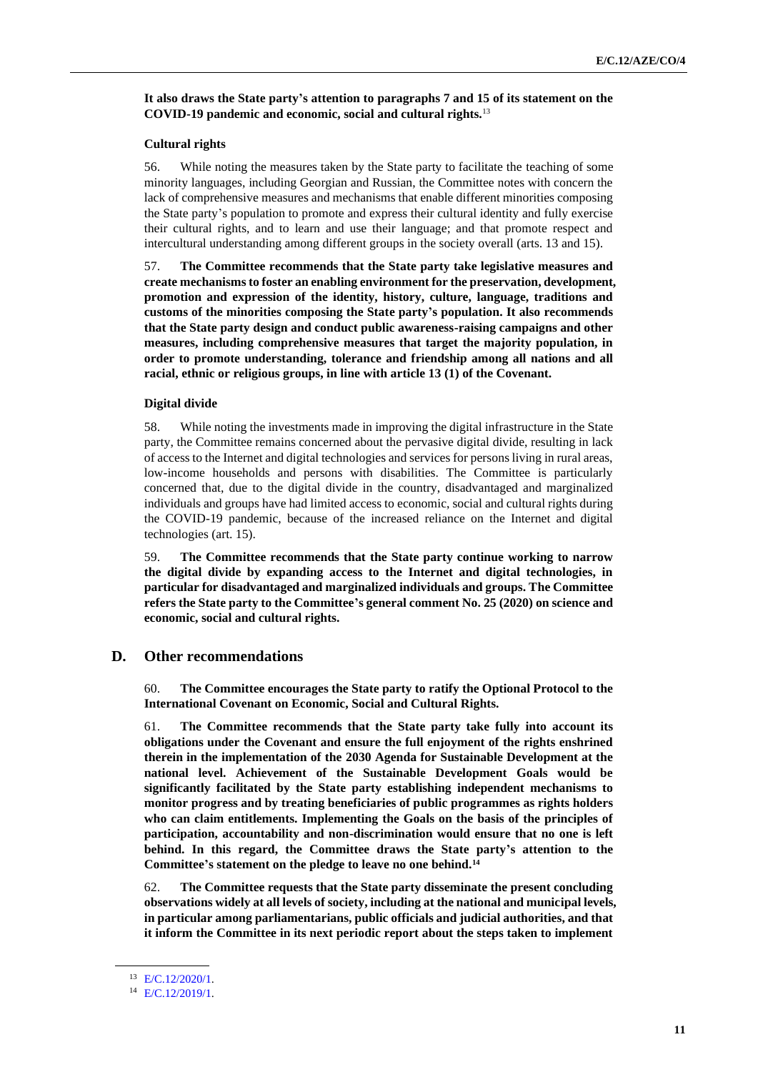**It also draws the State party's attention to paragraphs 7 and 15 of its statement on the COVID-19 pandemic and economic, social and cultural rights.**[13]

### Cultural rights

56. While noting the measures taken by the State party to facilitate the teaching of some minority languages, including Georgian and Russian, the Committee notes with concern the lack of comprehensive measures and mechanisms that enable different minorities composing the State party's population to promote and express their cultural identity and fully exercise their cultural rights, and to learn and use their language; and that promote respect and intercultural understanding among different groups in the society overall (arts. 13 and 15).

57. **The Committee recommends that the State party take legislative measures and create mechanisms to foster an enabling environment for the preservation, development, promotion and expression of the identity, history, culture, language, traditions and customs of the minorities composing the State party's population. It also recommends that the State party design and conduct public awareness-raising campaigns and other measures, including comprehensive measures that target the majority population, in order to promote understanding, tolerance and friendship among all nations and all racial, ethnic or religious groups, in line with article 13 (1) of the Covenant.**

### Digital divide

58. While noting the investments made in improving the digital infrastructure in the State party, the Committee remains concerned about the pervasive digital divide, resulting in lack of access to the Internet and digital technologies and services for persons living in rural areas, low-income households and persons with disabilities. The Committee is particularly concerned that, due to the digital divide in the country, disadvantaged and marginalized individuals and groups have had limited access to economic, social and cultural rights during the COVID-19 pandemic, because of the increased reliance on the Internet and digital technologies (art. 15).

59. **The Committee recommends that the State party continue working to narrow the digital divide by expanding access to the Internet and digital technologies, in particular for disadvantaged and marginalized individuals and groups. The Committee refers the State party to the Committee's general comment No. 25 (2020) on science and economic, social and cultural rights.**

## D. Other recommendations

60. **The Committee encourages the State party to ratify the Optional Protocol to the International Covenant on Economic, Social and Cultural Rights.**

61. **The Committee recommends that the State party take fully into account its obligations under the Covenant and ensure the full enjoyment of the rights enshrined therein in the implementation of the 2030 Agenda for Sustainable Development at the national level. Achievement of the Sustainable Development Goals would be significantly facilitated by the State party establishing independent mechanisms to monitor progress and by treating beneficiaries of public programmes as rights holders who can claim entitlements. Implementing the Goals on the basis of the principles of participation, accountability and non-discrimination would ensure that no one is left behind. In this regard, the Committee draws the State party's attention to the Committee's statement on the pledge to leave no one behind.**[14]

62. **The Committee requests that the State party disseminate the present concluding observations widely at all levels of society, including at the national and municipal levels, in particular among parliamentarians, public officials and judicial authorities, and that it inform the Committee in its next periodic report about the steps taken to implement**

---

[13] E/C.12/2020/1.

[14] E/C.12/2019/1.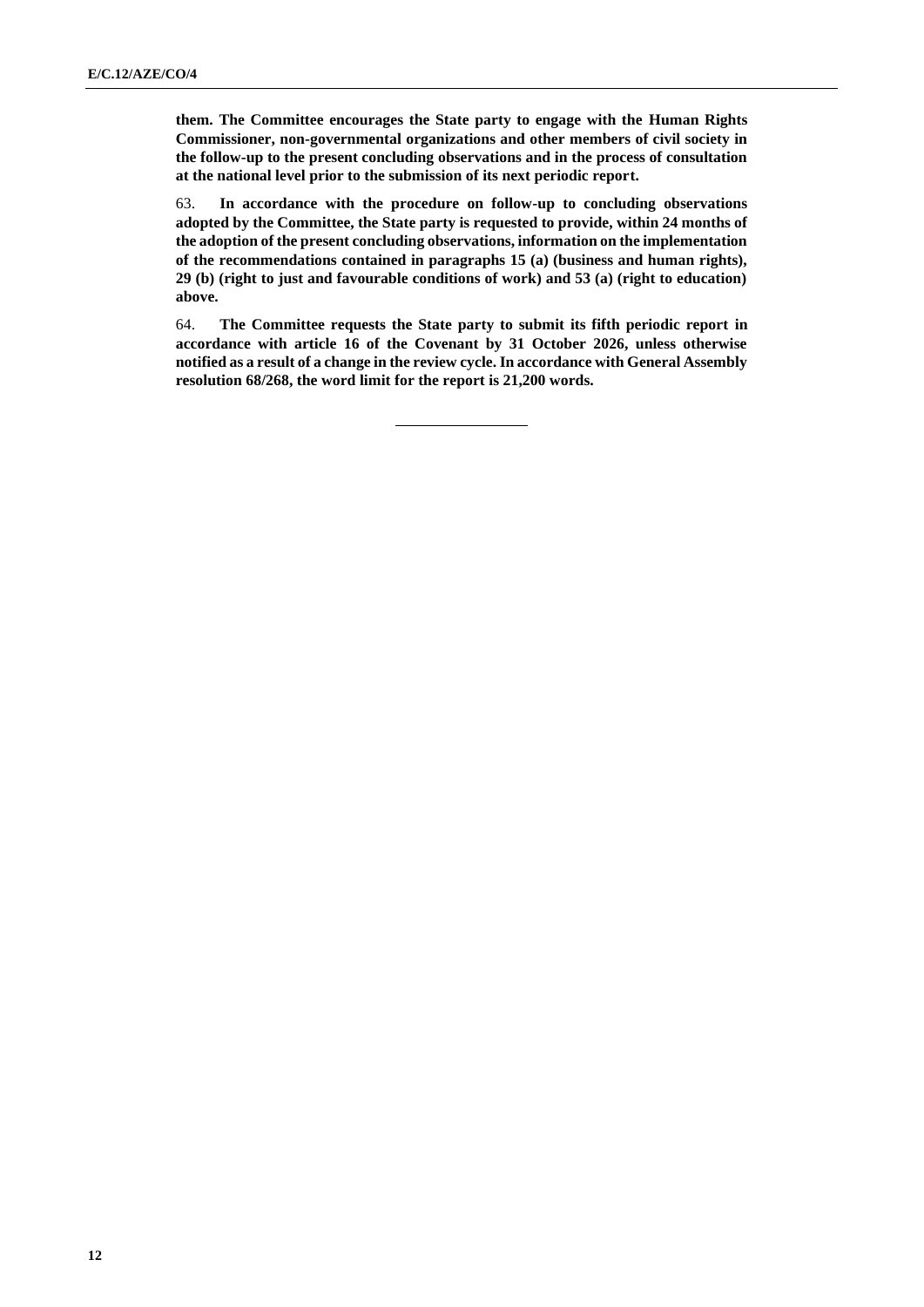**them. The Committee encourages the State party to engage with the Human Rights Commissioner, non-governmental organizations and other members of civil society in the follow-up to the present concluding observations and in the process of consultation at the national level prior to the submission of its next periodic report.**

63. **In accordance with the procedure on follow-up to concluding observations adopted by the Committee, the State party is requested to provide, within 24 months of the adoption of the present concluding observations, information on the implementation of the recommendations contained in paragraphs 15 (a) (business and human rights), 29 (b) (right to just and favourable conditions of work) and 53 (a) (right to education) above.**

64. **The Committee requests the State party to submit its fifth periodic report in accordance with article 16 of the Covenant by 31 October 2026, unless otherwise notified as a result of a change in the review cycle. In accordance with General Assembly resolution 68/268, the word limit for the report is 21,200 words.**